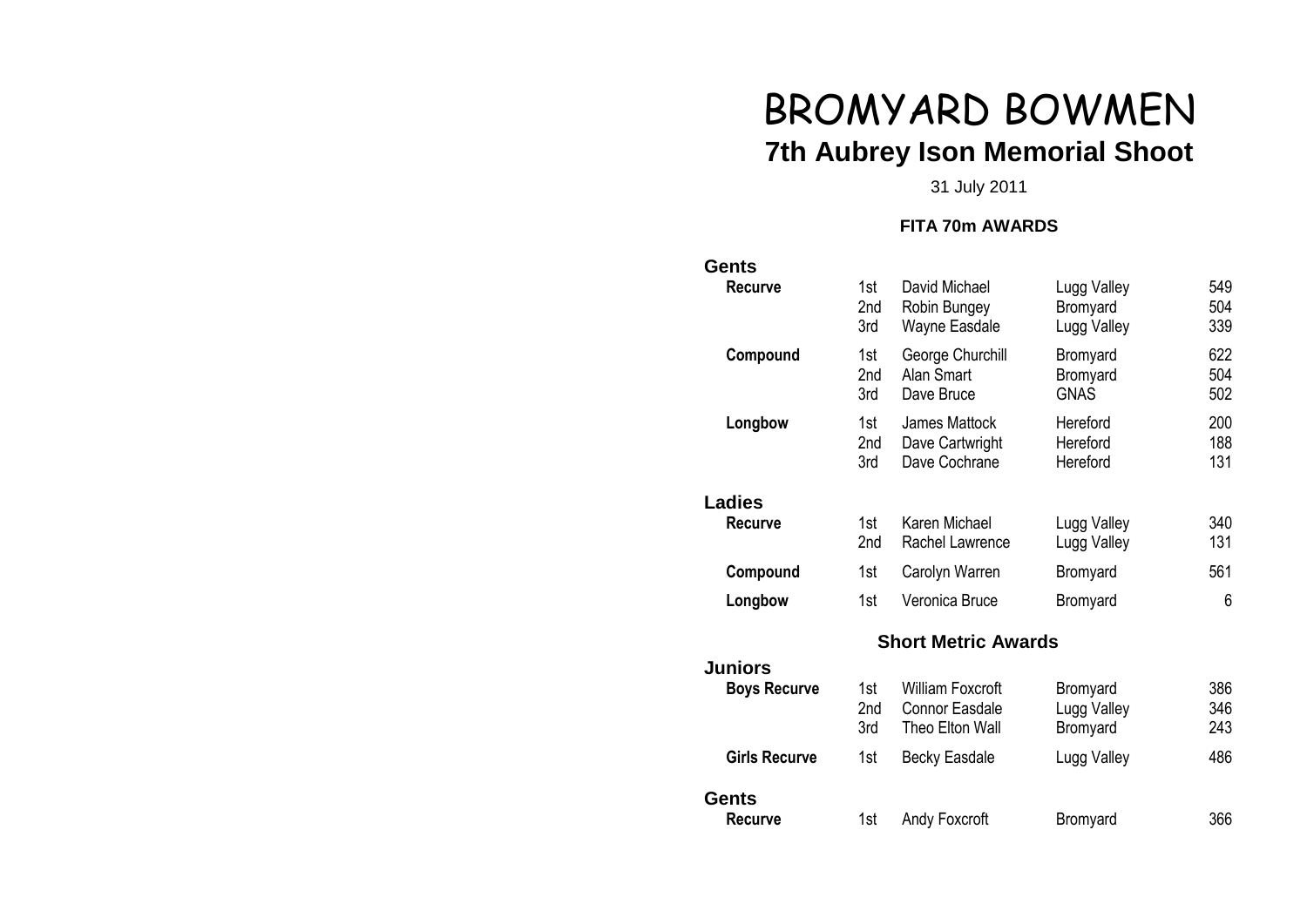# BROMYARD BOWMEN

## 7th Aubrey Ison Memorial Shoot

31 July 2011

### FITA 70m AWARDS

| | | | | |
|---|---|---|---|---|
| **Gents** | | | | |
| **Recurve** | 1st | David Michael | Lugg Valley | 549 |
| | 2nd | Robin Bungey | Bromyard | 504 |
| | 3rd | Wayne Easdale | Lugg Valley | 339 |
| **Compound** | 1st | George Churchill | Bromyard | 622 |
| | 2nd | Alan Smart | Bromyard | 504 |
| | 3rd | Dave Bruce | GNAS | 502 |
| **Longbow** | 1st | James Mattock | Hereford | 200 |
| | 2nd | Dave Cartwright | Hereford | 188 |
| | 3rd | Dave Cochrane | Hereford | 131 |
| **Ladies** | | | | |
| **Recurve** | 1st | Karen Michael | Lugg Valley | 340 |
| | 2nd | Rachel Lawrence | Lugg Valley | 131 |
| **Compound** | 1st | Carolyn Warren | Bromyard | 561 |
| **Longbow** | 1st | Veronica Bruce | Bromyard | 6 |

### Short Metric Awards

| | | | | |
|---|---|---|---|---|
| **Juniors** | | | | |
| **Boys Recurve** | 1st | William Foxcroft | Bromyard | 386 |
| | 2nd | Connor Easdale | Lugg Valley | 346 |
| | 3rd | Theo Elton Wall | Bromyard | 243 |
| **Girls Recurve** | 1st | Becky Easdale | Lugg Valley | 486 |
| **Gents** | | | | |
| **Recurve** | 1st | Andy Foxcroft | Bromyard | 366 |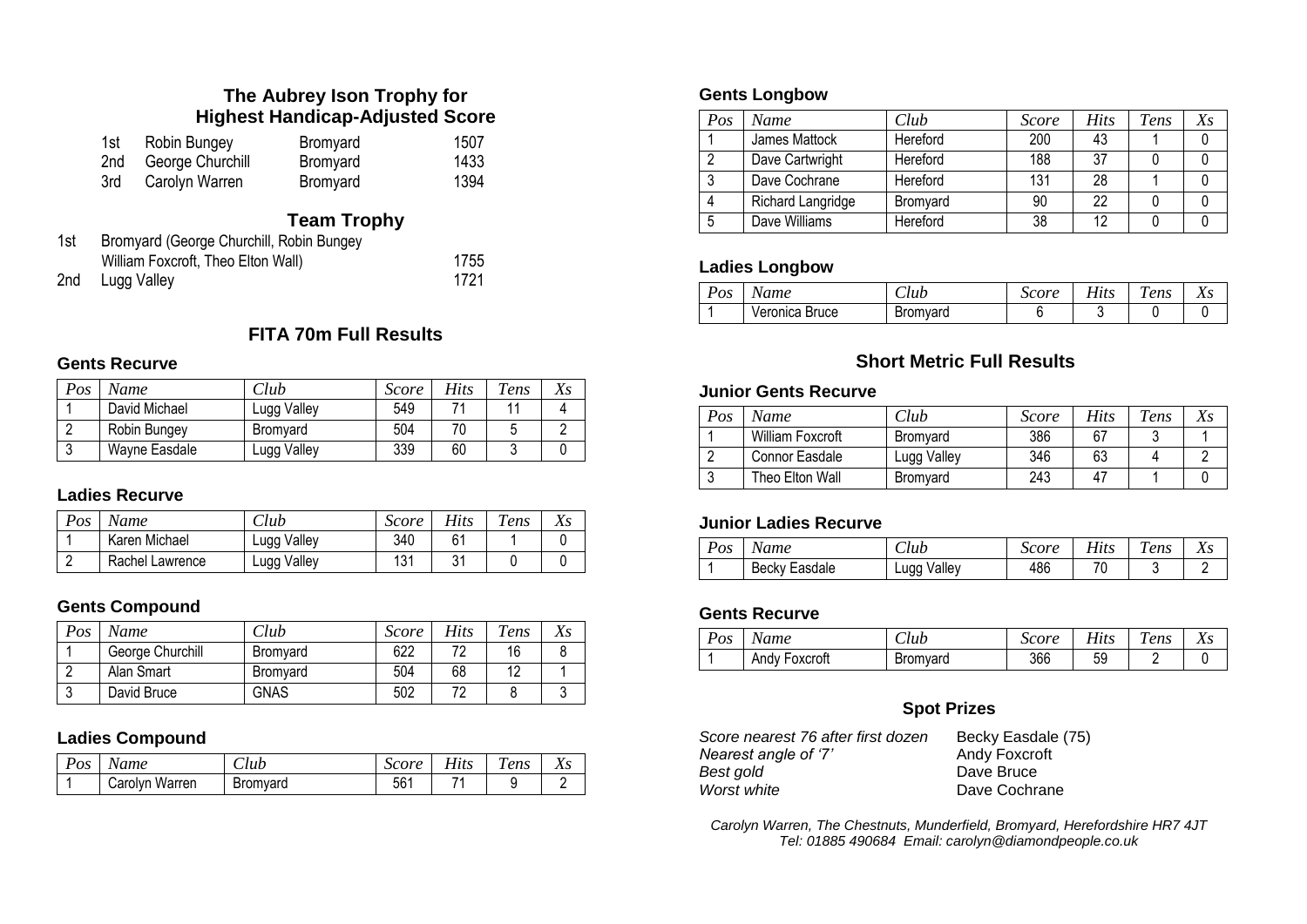## The Aubrey Ison Trophy for Highest Handicap-Adjusted Score

| | | | |
|---|---|---|---|
| 1st | Robin Bungey | Bromyard | 1507 |
| 2nd | George Churchill | Bromyard | 1433 |
| 3rd | Carolyn Warren | Bromyard | 1394 |

## Team Trophy

| | | |
|---|---|---|
| 1st | Bromyard (George Churchill, Robin Bungey William Foxcroft, Theo Elton Wall) | 1755 |
| 2nd | Lugg Valley | 1721 |

## FITA 70m Full Results

### Gents Recurve

| *Pos* | *Name* | *Club* | *Score* | *Hits* | *Tens* | *Xs* |
|---|---|---|---|---|---|---|
| 1 | David Michael | Lugg Valley | 549 | 71 | 11 | 4 |
| 2 | Robin Bungey | Bromyard | 504 | 70 | 5 | 2 |
| 3 | Wayne Easdale | Lugg Valley | 339 | 60 | 3 | 0 |

### Ladies Recurve

| *Pos* | *Name* | *Club* | *Score* | *Hits* | *Tens* | *Xs* |
|---|---|---|---|---|---|---|
| 1 | Karen Michael | Lugg Valley | 340 | 61 | 1 | 0 |
| 2 | Rachel Lawrence | Lugg Valley | 131 | 31 | 0 | 0 |

### Gents Compound

| *Pos* | *Name* | *Club* | *Score* | *Hits* | *Tens* | *Xs* |
|---|---|---|---|---|---|---|
| 1 | George Churchill | Bromyard | 622 | 72 | 16 | 8 |
| 2 | Alan Smart | Bromyard | 504 | 68 | 12 | 1 |
| 3 | David Bruce | GNAS | 502 | 72 | 8 | 3 |

### Ladies Compound

| *Pos* | *Name* | *Club* | *Score* | *Hits* | *Tens* | *Xs* |
|---|---|---|---|---|---|---|
| 1 | Carolyn Warren | Bromyard | 561 | 71 | 9 | 2 |

### Gents Longbow

| *Pos* | *Name* | *Club* | *Score* | *Hits* | *Tens* | *Xs* |
|---|---|---|---|---|---|---|
| 1 | James Mattock | Hereford | 200 | 43 | 1 | 0 |
| 2 | Dave Cartwright | Hereford | 188 | 37 | 0 | 0 |
| 3 | Dave Cochrane | Hereford | 131 | 28 | 1 | 0 |
| 4 | Richard Langridge | Bromyard | 90 | 22 | 0 | 0 |
| 5 | Dave Williams | Hereford | 38 | 12 | 0 | 0 |

### Ladies Longbow

| *Pos* | *Name* | *Club* | *Score* | *Hits* | *Tens* | *Xs* |
|---|---|---|---|---|---|---|
| 1 | Veronica Bruce | Bromyard | 6 | 3 | 0 | 0 |

## Short Metric Full Results

### Junior Gents Recurve

| *Pos* | *Name* | *Club* | *Score* | *Hits* | *Tens* | *Xs* |
|---|---|---|---|---|---|---|
| 1 | William Foxcroft | Bromyard | 386 | 67 | 3 | 1 |
| 2 | Connor Easdale | Lugg Valley | 346 | 63 | 4 | 2 |
| 3 | Theo Elton Wall | Bromyard | 243 | 47 | 1 | 0 |

### Junior Ladies Recurve

| *Pos* | *Name* | *Club* | *Score* | *Hits* | *Tens* | *Xs* |
|---|---|---|---|---|---|---|
| 1 | Becky Easdale | Lugg Valley | 486 | 70 | 3 | 2 |

### Gents Recurve

| *Pos* | *Name* | *Club* | *Score* | *Hits* | *Tens* | *Xs* |
|---|---|---|---|---|---|---|
| 1 | Andy Foxcroft | Bromyard | 366 | 59 | 2 | 0 |

## Spot Prizes

| | |
|---|---|
| *Score nearest 76 after first dozen* | Becky Easdale (75) |
| *Nearest angle of '7'* | Andy Foxcroft |
| *Best gold* | Dave Bruce |
| *Worst white* | Dave Cochrane |

*Carolyn Warren, The Chestnuts, Munderfield, Bromyard, Herefordshire HR7 4JT*
*Tel: 01885 490684 Email: carolyn@diamondpeople.co.uk*